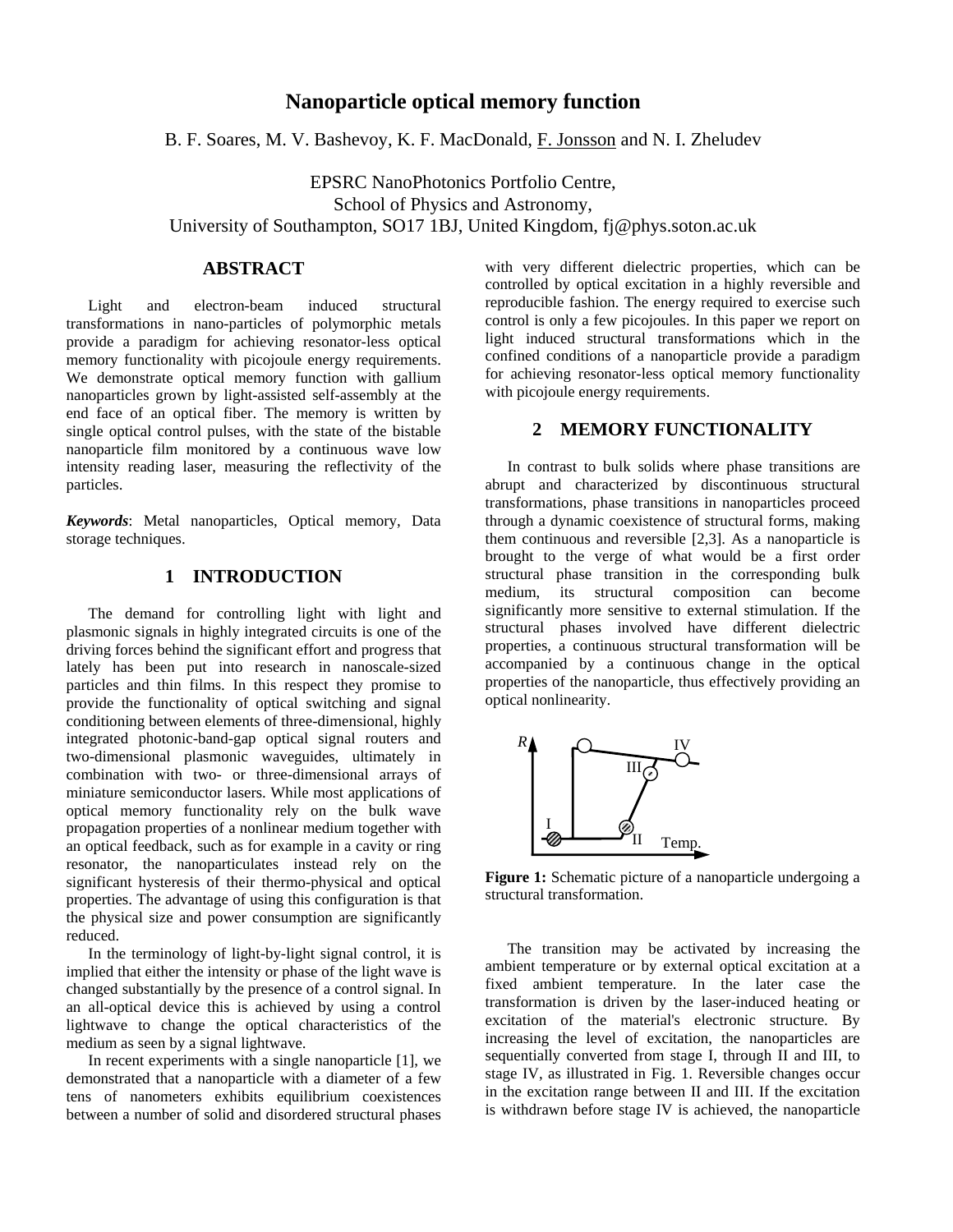# Nanoparticle optical memory function

B. F. Soares, M. V. Bashevoy, K. F. MacDonald, F. Jonsson and N. I. Zheludev

EPSRC NanoPhotonics Portfolio Centre,
School of Physics and Astronomy,
University of Southampton, SO17 1BJ, United Kingdom, fj@phys.soton.ac.uk

## ABSTRACT

Light and electron-beam induced structural transformations in nano-particles of polymorphic metals provide a paradigm for achieving resonator-less optical memory functionality with picojoule energy requirements. We demonstrate optical memory function with gallium nanoparticles grown by light-assisted self-assembly at the end face of an optical fiber. The memory is written by single optical control pulses, with the state of the bistable nanoparticle film monitored by a continuous wave low intensity reading laser, measuring the reflectivity of the particles.

***Keywords***: Metal nanoparticles, Optical memory, Data storage techniques.

## 1 INTRODUCTION

The demand for controlling light with light and plasmonic signals in highly integrated circuits is one of the driving forces behind the significant effort and progress that lately has been put into research in nanoscale-sized particles and thin films. In this respect they promise to provide the functionality of optical switching and signal conditioning between elements of three-dimensional, highly integrated photonic-band-gap optical signal routers and two-dimensional plasmonic waveguides, ultimately in combination with two- or three-dimensional arrays of miniature semiconductor lasers. While most applications of optical memory functionality rely on the bulk wave propagation properties of a nonlinear medium together with an optical feedback, such as for example in a cavity or ring resonator, the nanoparticulates instead rely on the significant hysteresis of their thermo-physical and optical properties. The advantage of using this configuration is that the physical size and power consumption are significantly reduced.

In the terminology of light-by-light signal control, it is implied that either the intensity or phase of the light wave is changed substantially by the presence of a control signal. In an all-optical device this is achieved by using a control lightwave to change the optical characteristics of the medium as seen by a signal lightwave.

In recent experiments with a single nanoparticle [1], we demonstrated that a nanoparticle with a diameter of a few tens of nanometers exhibits equilibrium coexistences between a number of solid and disordered structural phases with very different dielectric properties, which can be controlled by optical excitation in a highly reversible and reproducible fashion. The energy required to exercise such control is only a few picojoules. In this paper we report on light induced structural transformations which in the confined conditions of a nanoparticle provide a paradigm for achieving resonator-less optical memory functionality with picojoule energy requirements.

## 2 MEMORY FUNCTIONALITY

In contrast to bulk solids where phase transitions are abrupt and characterized by discontinuous structural transformations, phase transitions in nanoparticles proceed through a dynamic coexistence of structural forms, making them continuous and reversible [2,3]. As a nanoparticle is brought to the verge of what would be a first order structural phase transition in the corresponding bulk medium, its structural composition can become significantly more sensitive to external stimulation. If the structural phases involved have different dielectric properties, a continuous structural transformation will be accompanied by a continuous change in the optical properties of the nanoparticle, thus effectively providing an optical nonlinearity.

**Figure 1:** Schematic picture of a nanoparticle undergoing a structural transformation.

The transition may be activated by increasing the ambient temperature or by external optical excitation at a fixed ambient temperature. In the later case the transformation is driven by the laser-induced heating or excitation of the material's electronic structure. By increasing the level of excitation, the nanoparticles are sequentially converted from stage I, through II and III, to stage IV, as illustrated in Fig. 1. Reversible changes occur in the excitation range between II and III. If the excitation is withdrawn before stage IV is achieved, the nanoparticle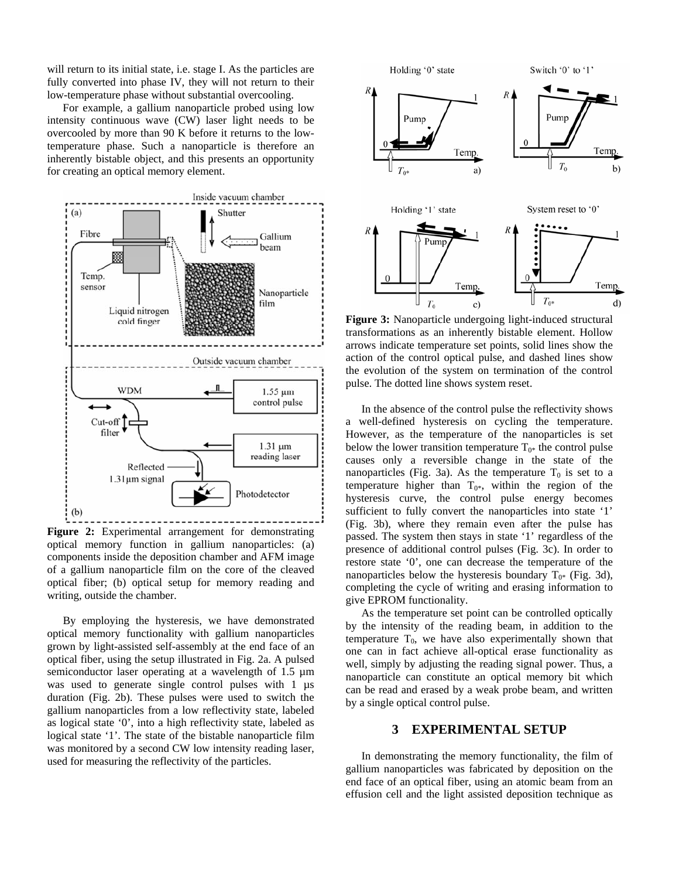will return to its initial state, i.e. stage I. As the particles are fully converted into phase IV, they will not return to their low-temperature phase without substantial overcooling.

For example, a gallium nanoparticle probed using low intensity continuous wave (CW) laser light needs to be overcooled by more than 90 K before it returns to the low-temperature phase. Such a nanoparticle is therefore an inherently bistable object, and this presents an opportunity for creating an optical memory element.

**Figure 2:** Experimental arrangement for demonstrating optical memory function in gallium nanoparticles: (a) components inside the deposition chamber and AFM image of a gallium nanoparticle film on the core of the cleaved optical fiber; (b) optical setup for memory reading and writing, outside the chamber.

By employing the hysteresis, we have demonstrated optical memory functionality with gallium nanoparticles grown by light-assisted self-assembly at the end face of an optical fiber, using the setup illustrated in Fig. 2a. A pulsed semiconductor laser operating at a wavelength of 1.5 µm was used to generate single control pulses with 1 µs duration (Fig. 2b). These pulses were used to switch the gallium nanoparticles from a low reflectivity state, labeled as logical state '0', into a high reflectivity state, labeled as logical state '1'. The state of the bistable nanoparticle film was monitored by a second CW low intensity reading laser, used for measuring the reflectivity of the particles.

**Figure 3:** Nanoparticle undergoing light-induced structural transformations as an inherently bistable element. Hollow arrows indicate temperature set points, solid lines show the action of the control optical pulse, and dashed lines show the evolution of the system on termination of the control pulse. The dotted line shows system reset.

In the absence of the control pulse the reflectivity shows a well-defined hysteresis on cycling the temperature. However, as the temperature of the nanoparticles is set below the lower transition temperature $T_{0*}$ the control pulse causes only a reversible change in the state of the nanoparticles (Fig. 3a). As the temperature $T_0$ is set to a temperature higher than $T_{0*}$, within the region of the hysteresis curve, the control pulse energy becomes sufficient to fully convert the nanoparticles into state '1' (Fig. 3b), where they remain even after the pulse has passed. The system then stays in state '1' regardless of the presence of additional control pulses (Fig. 3c). In order to restore state '0', one can decrease the temperature of the nanoparticles below the hysteresis boundary $T_{0*}$ (Fig. 3d), completing the cycle of writing and erasing information to give EPROM functionality.

As the temperature set point can be controlled optically by the intensity of the reading beam, in addition to the temperature $T_0$, we have also experimentally shown that one can in fact achieve all-optical erase functionality as well, simply by adjusting the reading signal power. Thus, a nanoparticle can constitute an optical memory bit which can be read and erased by a weak probe beam, and written by a single optical control pulse.

## 3 EXPERIMENTAL SETUP

In demonstrating the memory functionality, the film of gallium nanoparticles was fabricated by deposition on the end face of an optical fiber, using an atomic beam from an effusion cell and the light assisted deposition technique as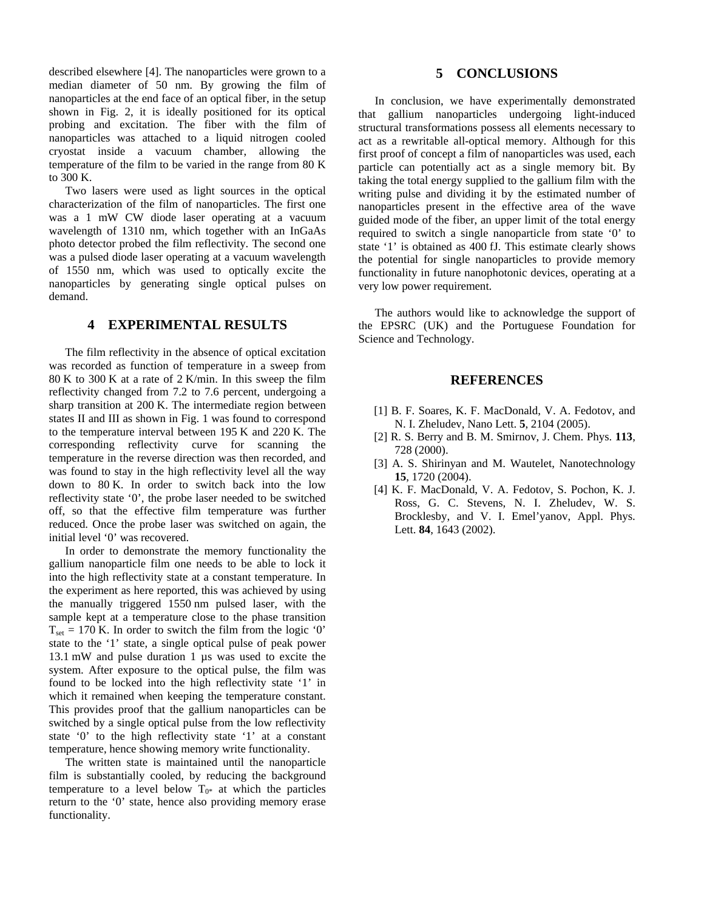described elsewhere [4]. The nanoparticles were grown to a median diameter of 50 nm. By growing the film of nanoparticles at the end face of an optical fiber, in the setup shown in Fig. 2, it is ideally positioned for its optical probing and excitation. The fiber with the film of nanoparticles was attached to a liquid nitrogen cooled cryostat inside a vacuum chamber, allowing the temperature of the film to be varied in the range from 80 K to 300 K.

Two lasers were used as light sources in the optical characterization of the film of nanoparticles. The first one was a 1 mW CW diode laser operating at a vacuum wavelength of 1310 nm, which together with an InGaAs photo detector probed the film reflectivity. The second one was a pulsed diode laser operating at a vacuum wavelength of 1550 nm, which was used to optically excite the nanoparticles by generating single optical pulses on demand.

## 4 EXPERIMENTAL RESULTS

The film reflectivity in the absence of optical excitation was recorded as function of temperature in a sweep from 80 K to 300 K at a rate of 2 K/min. In this sweep the film reflectivity changed from 7.2 to 7.6 percent, undergoing a sharp transition at 200 K. The intermediate region between states II and III as shown in Fig. 1 was found to correspond to the temperature interval between 195 K and 220 K. The corresponding reflectivity curve for scanning the temperature in the reverse direction was then recorded, and was found to stay in the high reflectivity level all the way down to 80 K. In order to switch back into the low reflectivity state '0', the probe laser needed to be switched off, so that the effective film temperature was further reduced. Once the probe laser was switched on again, the initial level '0' was recovered.

In order to demonstrate the memory functionality the gallium nanoparticle film one needs to be able to lock it into the high reflectivity state at a constant temperature. In the experiment as here reported, this was achieved by using the manually triggered 1550 nm pulsed laser, with the sample kept at a temperature close to the phase transition $T_{set}$ = 170 K. In order to switch the film from the logic '0' state to the '1' state, a single optical pulse of peak power 13.1 mW and pulse duration 1 µs was used to excite the system. After exposure to the optical pulse, the film was found to be locked into the high reflectivity state '1' in which it remained when keeping the temperature constant. This provides proof that the gallium nanoparticles can be switched by a single optical pulse from the low reflectivity state '0' to the high reflectivity state '1' at a constant temperature, hence showing memory write functionality.

The written state is maintained until the nanoparticle film is substantially cooled, by reducing the background temperature to a level below $T_{0*}$ at which the particles return to the '0' state, hence also providing memory erase functionality.

## 5 CONCLUSIONS

In conclusion, we have experimentally demonstrated that gallium nanoparticles undergoing light-induced structural transformations possess all elements necessary to act as a rewritable all-optical memory. Although for this first proof of concept a film of nanoparticles was used, each particle can potentially act as a single memory bit. By taking the total energy supplied to the gallium film with the writing pulse and dividing it by the estimated number of nanoparticles present in the effective area of the wave guided mode of the fiber, an upper limit of the total energy required to switch a single nanoparticle from state '0' to state '1' is obtained as 400 fJ. This estimate clearly shows the potential for single nanoparticles to provide memory functionality in future nanophotonic devices, operating at a very low power requirement.

The authors would like to acknowledge the support of the EPSRC (UK) and the Portuguese Foundation for Science and Technology.

## REFERENCES

[1] B. F. Soares, K. F. MacDonald, V. A. Fedotov, and N. I. Zheludev, Nano Lett. **5**, 2104 (2005).

[2] R. S. Berry and B. M. Smirnov, J. Chem. Phys. **113**, 728 (2000).

[3] A. S. Shirinyan and M. Wautelet, Nanotechnology **15**, 1720 (2004).

[4] K. F. MacDonald, V. A. Fedotov, S. Pochon, K. J. Ross, G. C. Stevens, N. I. Zheludev, W. S. Brocklesby, and V. I. Emel'yanov, Appl. Phys. Lett. **84**, 1643 (2002).